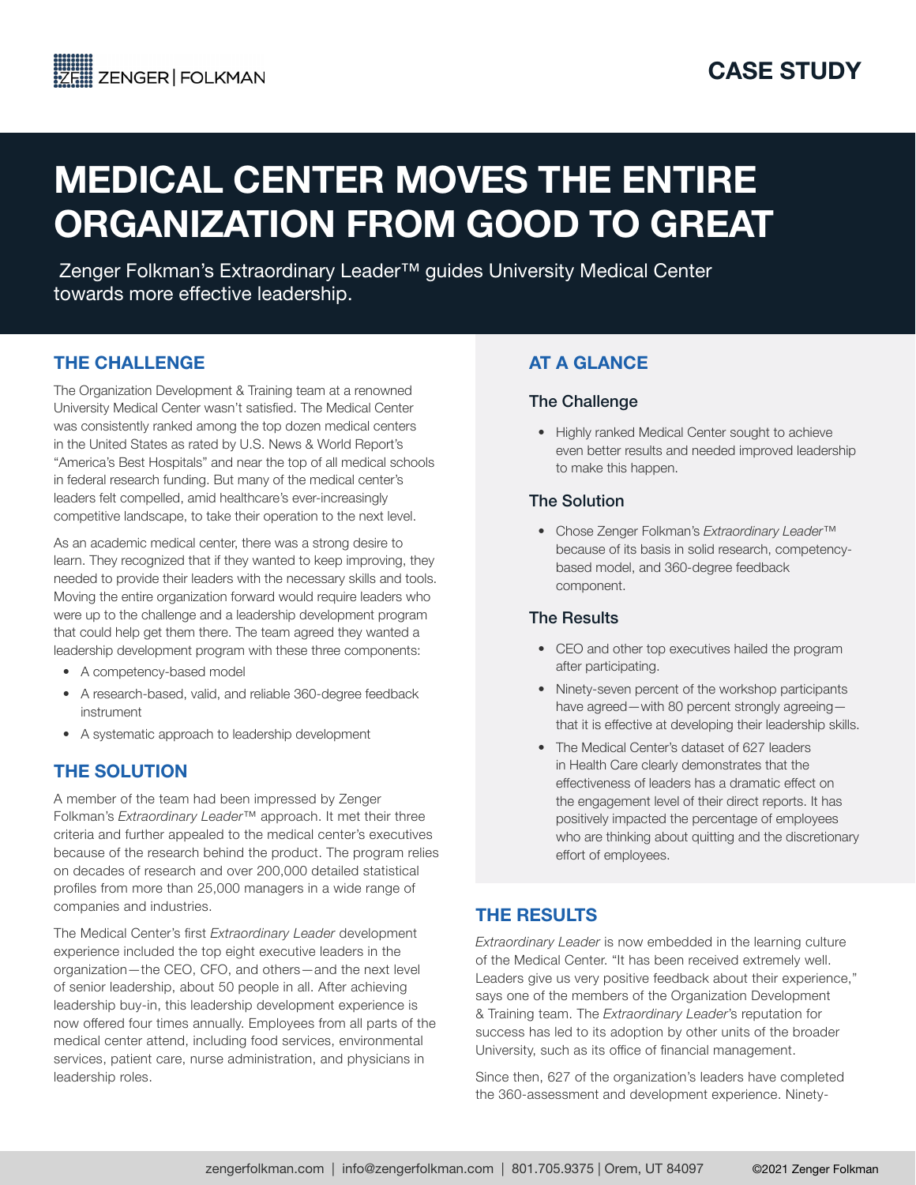ZENGER | FOLKMAN

CASE STUDY

# MEDICAL CENTER MOVES THE ENTIRE ORGANIZATION FROM GOOD TO GREAT

Zenger Folkman's Extraordinary Leader™ guides University Medical Center towards more effective leadership.

## THE CHALLENGE

The Organization Development & Training team at a renowned University Medical Center wasn't satisfied. The Medical Center was consistently ranked among the top dozen medical centers in the United States as rated by U.S. News & World Report's "America's Best Hospitals" and near the top of all medical schools in federal research funding. But many of the medical center's leaders felt compelled, amid healthcare's ever-increasingly competitive landscape, to take their operation to the next level.

As an academic medical center, there was a strong desire to learn. They recognized that if they wanted to keep improving, they needed to provide their leaders with the necessary skills and tools. Moving the entire organization forward would require leaders who were up to the challenge and a leadership development program that could help get them there. The team agreed they wanted a leadership development program with these three components:

- A competency-based model
- A research-based, valid, and reliable 360-degree feedback instrument
- A systematic approach to leadership development

## THE SOLUTION

A member of the team had been impressed by Zenger Folkman's *Extraordinary Leader*™ approach. It met their three criteria and further appealed to the medical center's executives because of the research behind the product. The program relies on decades of research and over 200,000 detailed statistical profiles from more than 25,000 managers in a wide range of companies and industries.

The Medical Center's first *Extraordinary Leader* development experience included the top eight executive leaders in the organization—the CEO, CFO, and others—and the next level of senior leadership, about 50 people in all. After achieving leadership buy-in, this leadership development experience is now offered four times annually. Employees from all parts of the medical center attend, including food services, environmental services, patient care, nurse administration, and physicians in leadership roles.

## AT A GLANCE

### The Challenge

- Highly ranked Medical Center sought to achieve even better results and needed improved leadership to make this happen.

### The Solution

- Chose Zenger Folkman's *Extraordinary Leader*™ because of its basis in solid research, competency-based model, and 360-degree feedback component.

### The Results

- CEO and other top executives hailed the program after participating.
- Ninety-seven percent of the workshop participants have agreed—with 80 percent strongly agreeing—that it is effective at developing their leadership skills.
- The Medical Center's dataset of 627 leaders in Health Care clearly demonstrates that the effectiveness of leaders has a dramatic effect on the engagement level of their direct reports. It has positively impacted the percentage of employees who are thinking about quitting and the discretionary effort of employees.

## THE RESULTS

*Extraordinary Leader* is now embedded in the learning culture of the Medical Center. "It has been received extremely well. Leaders give us very positive feedback about their experience," says one of the members of the Organization Development & Training team. The *Extraordinary Leader*'s reputation for success has led to its adoption by other units of the broader University, such as its office of financial management.

Since then, 627 of the organization's leaders have completed the 360-assessment and development experience. Ninety-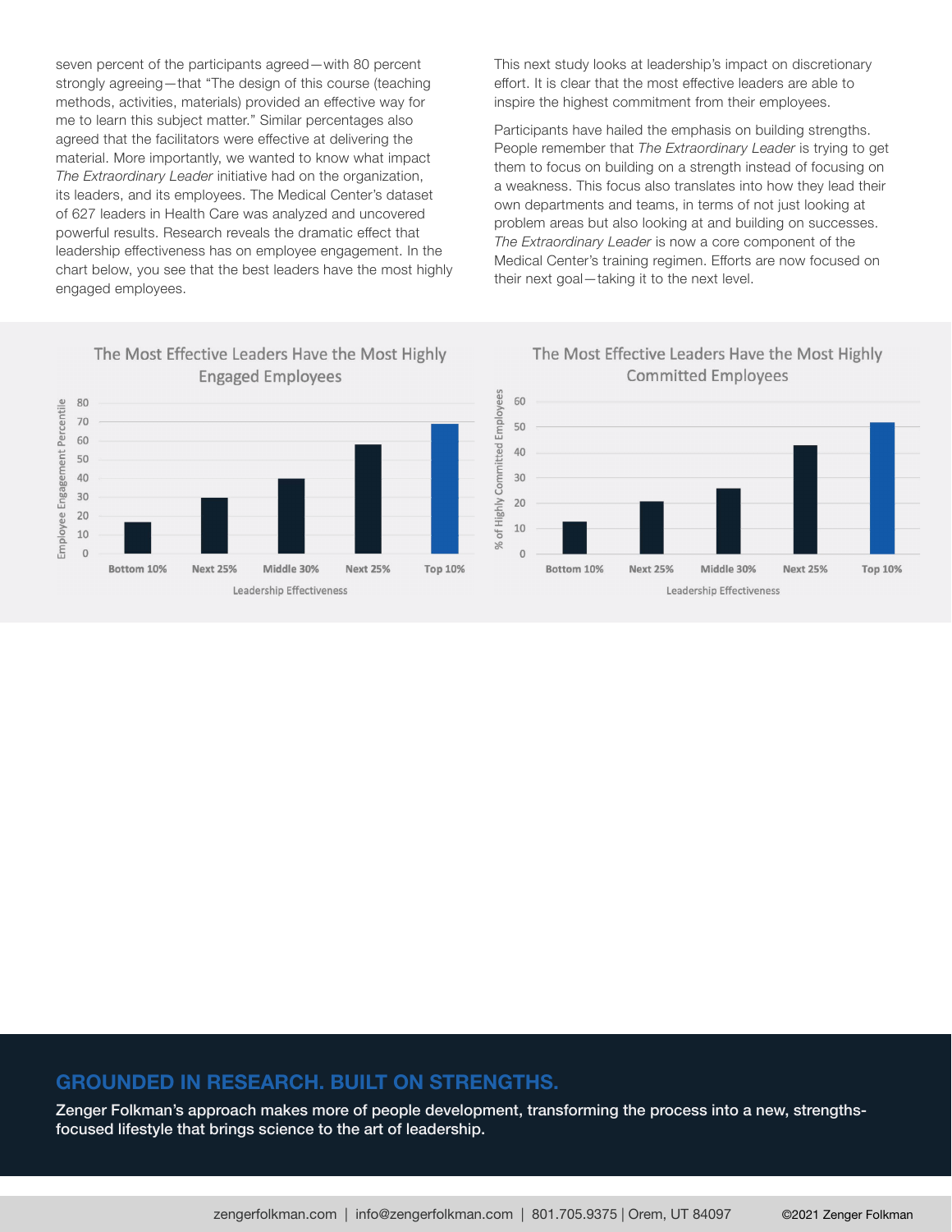seven percent of the participants agreed—with 80 percent strongly agreeing—that "The design of this course (teaching methods, activities, materials) provided an effective way for me to learn this subject matter." Similar percentages also agreed that the facilitators were effective at delivering the material. More importantly, we wanted to know what impact *The Extraordinary Leader* initiative had on the organization, its leaders, and its employees. The Medical Center's dataset of 627 leaders in Health Care was analyzed and uncovered powerful results. Research reveals the dramatic effect that leadership effectiveness has on employee engagement. In the chart below, you see that the best leaders have the most highly engaged employees.

This next study looks at leadership's impact on discretionary effort. It is clear that the most effective leaders are able to inspire the highest commitment from their employees.

Participants have hailed the emphasis on building strengths. People remember that *The Extraordinary Leader* is trying to get them to focus on building on a strength instead of focusing on a weakness. This focus also translates into how they lead their own departments and teams, in terms of not just looking at problem areas but also looking at and building on successes. *The Extraordinary Leader* is now a core component of the Medical Center's training regimen. Efforts are now focused on their next goal—taking it to the next level.

The Most Effective Leaders Have the Most Highly Engaged Employees

Employee Engagement Percentile

80
70
60
50
40
30
20
10
0

Bottom 10%
Next 25%
Middle 30%
Next 25%
Top 10%

Leadership Effectiveness

The Most Effective Leaders Have the Most Highly Committed Employees

% of Highly Committed Employees

60
50
40
30
20
10
0

Bottom 10%
Next 25%
Middle 30%
Next 25%
Top 10%

Leadership Effectiveness

## GROUNDED IN RESEARCH. BUILT ON STRENGTHS.

**Zenger Folkman's approach makes more of people development, transforming the process into a new, strengths-focused lifestyle that brings science to the art of leadership.**

zengerfolkman.com | info@zengerfolkman.com | 801.705.9375 | Orem, UT 84097 ©2021 Zenger Folkman